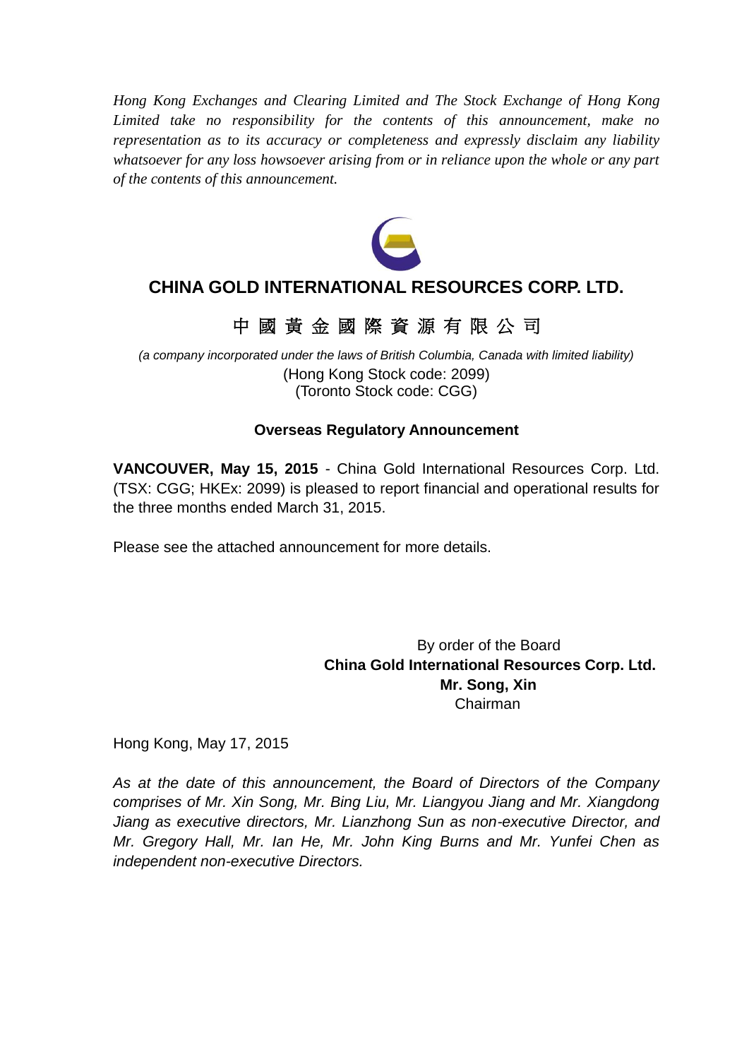*Hong Kong Exchanges and Clearing Limited and The Stock Exchange of Hong Kong Limited take no responsibility for the contents of this announcement, make no representation as to its accuracy or completeness and expressly disclaim any liability whatsoever for any loss howsoever arising from or in reliance upon the whole or any part of the contents of this announcement.*

# CHINA GOLD INTERNATIONAL RESOURCES CORP. LTD.

# 中 國 黃 金 國 際 資 源 有 限 公 司

*(a company incorporated under the laws of British Columbia, Canada with limited liability)*
(Hong Kong Stock code: 2099)
(Toronto Stock code: CGG)

**Overseas Regulatory Announcement**

**VANCOUVER, May 15, 2015** - China Gold International Resources Corp. Ltd. (TSX: CGG; HKEx: 2099) is pleased to report financial and operational results for the three months ended March 31, 2015.

Please see the attached announcement for more details.

By order of the Board
**China Gold International Resources Corp. Ltd.**
**Mr. Song, Xin**
Chairman

Hong Kong, May 17, 2015

*As at the date of this announcement, the Board of Directors of the Company comprises of Mr. Xin Song, Mr. Bing Liu, Mr. Liangyou Jiang and Mr. Xiangdong Jiang as executive directors, Mr. Lianzhong Sun as non-executive Director, and Mr. Gregory Hall, Mr. Ian He, Mr. John King Burns and Mr. Yunfei Chen as independent non-executive Directors.*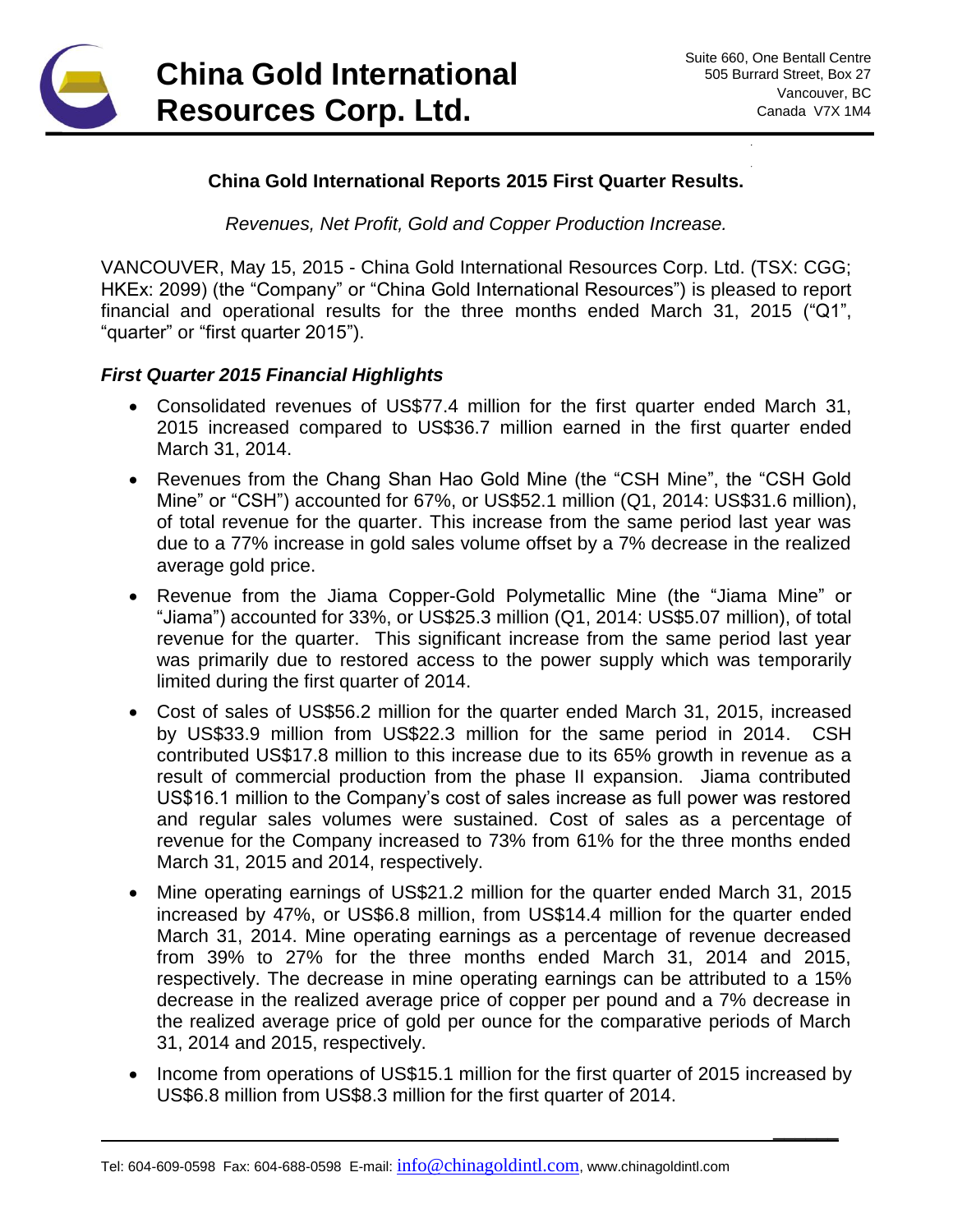# China Gold International Resources Corp. Ltd.

Suite 660, One Bentall Centre
505 Burrard Street, Box 27
Vancouver, BC
Canada V7X 1M4

**China Gold International Reports 2015 First Quarter Results.**

*Revenues, Net Profit, Gold and Copper Production Increase.*

VANCOUVER, May 15, 2015 - China Gold International Resources Corp. Ltd. (TSX: CGG; HKEx: 2099) (the "Company" or "China Gold International Resources") is pleased to report financial and operational results for the three months ended March 31, 2015 ("Q1", "quarter" or "first quarter 2015").

### *First Quarter 2015 Financial Highlights*

- Consolidated revenues of US$77.4 million for the first quarter ended March 31, 2015 increased compared to US$36.7 million earned in the first quarter ended March 31, 2014.
- Revenues from the Chang Shan Hao Gold Mine (the "CSH Mine", the "CSH Gold Mine" or "CSH") accounted for 67%, or US$52.1 million (Q1, 2014: US$31.6 million), of total revenue for the quarter. This increase from the same period last year was due to a 77% increase in gold sales volume offset by a 7% decrease in the realized average gold price.
- Revenue from the Jiama Copper-Gold Polymetallic Mine (the "Jiama Mine" or "Jiama") accounted for 33%, or US$25.3 million (Q1, 2014: US$5.07 million), of total revenue for the quarter. This significant increase from the same period last year was primarily due to restored access to the power supply which was temporarily limited during the first quarter of 2014.
- Cost of sales of US$56.2 million for the quarter ended March 31, 2015, increased by US$33.9 million from US$22.3 million for the same period in 2014. CSH contributed US$17.8 million to this increase due to its 65% growth in revenue as a result of commercial production from the phase II expansion. Jiama contributed US$16.1 million to the Company's cost of sales increase as full power was restored and regular sales volumes were sustained. Cost of sales as a percentage of revenue for the Company increased to 73% from 61% for the three months ended March 31, 2015 and 2014, respectively.
- Mine operating earnings of US$21.2 million for the quarter ended March 31, 2015 increased by 47%, or US$6.8 million, from US$14.4 million for the quarter ended March 31, 2014. Mine operating earnings as a percentage of revenue decreased from 39% to 27% for the three months ended March 31, 2014 and 2015, respectively. The decrease in mine operating earnings can be attributed to a 15% decrease in the realized average price of copper per pound and a 7% decrease in the realized average price of gold per ounce for the comparative periods of March 31, 2014 and 2015, respectively.
- Income from operations of US$15.1 million for the first quarter of 2015 increased by US$6.8 million from US$8.3 million for the first quarter of 2014.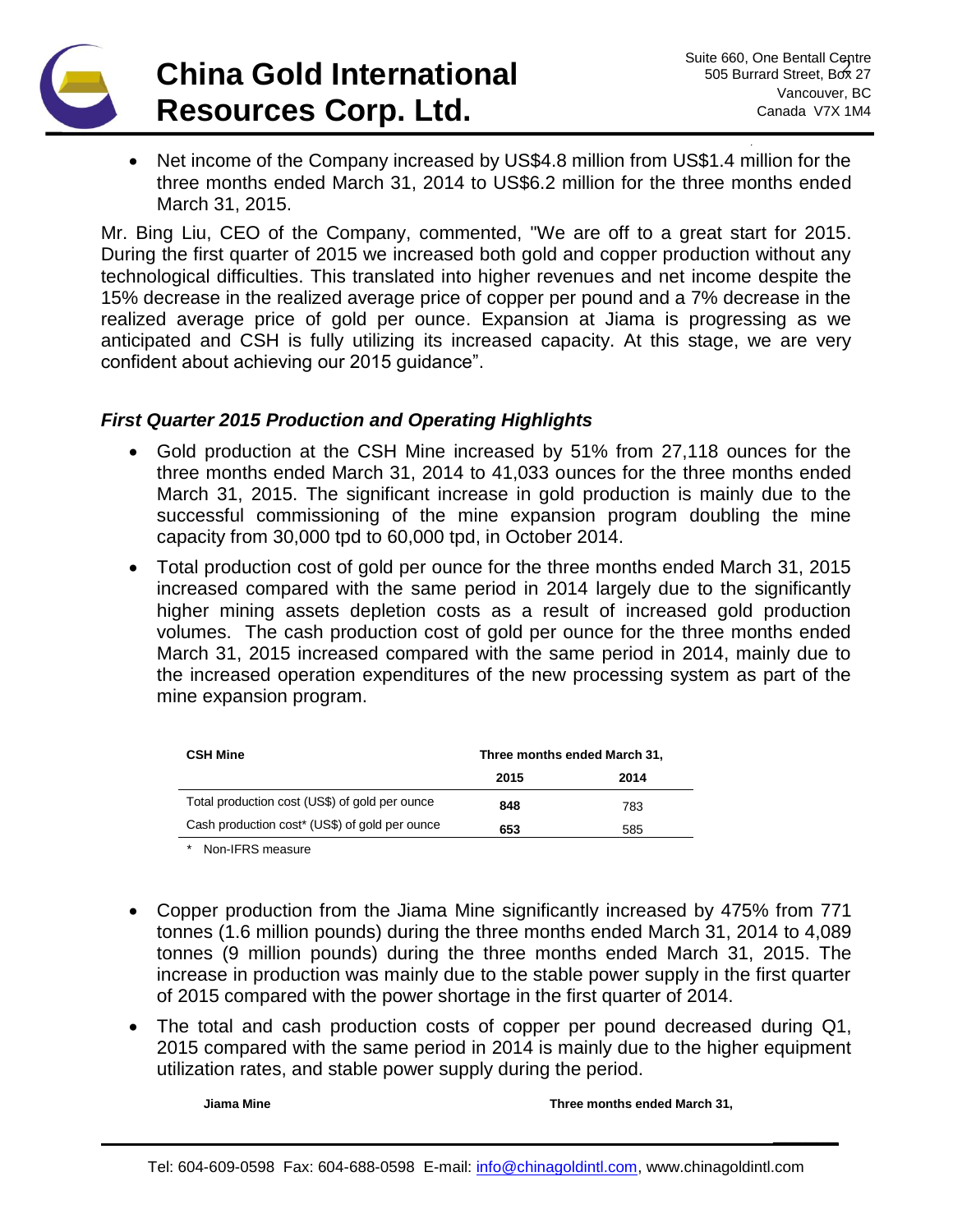- Net income of the Company increased by US$4.8 million from US$1.4 million for the three months ended March 31, 2014 to US$6.2 million for the three months ended March 31, 2015.

Mr. Bing Liu, CEO of the Company, commented, "We are off to a great start for 2015. During the first quarter of 2015 we increased both gold and copper production without any technological difficulties. This translated into higher revenues and net income despite the 15% decrease in the realized average price of copper per pound and a 7% decrease in the realized average price of gold per ounce. Expansion at Jiama is progressing as we anticipated and CSH is fully utilizing its increased capacity. At this stage, we are very confident about achieving our 2015 guidance".

### *First Quarter 2015 Production and Operating Highlights*

- Gold production at the CSH Mine increased by 51% from 27,118 ounces for the three months ended March 31, 2014 to 41,033 ounces for the three months ended March 31, 2015. The significant increase in gold production is mainly due to the successful commissioning of the mine expansion program doubling the mine capacity from 30,000 tpd to 60,000 tpd, in October 2014.
- Total production cost of gold per ounce for the three months ended March 31, 2015 increased compared with the same period in 2014 largely due to the significantly higher mining assets depletion costs as a result of increased gold production volumes. The cash production cost of gold per ounce for the three months ended March 31, 2015 increased compared with the same period in 2014, mainly due to the increased operation expenditures of the new processing system as part of the mine expansion program.

| **CSH Mine** | **Three months ended March 31,** | |
|---|---|---|
| | **2015** | **2014** |
| Total production cost (US$) of gold per ounce | **848** | 783 |
| Cash production cost* (US$) of gold per ounce | **653** | 585 |

\* Non-IFRS measure

- Copper production from the Jiama Mine significantly increased by 475% from 771 tonnes (1.6 million pounds) during the three months ended March 31, 2014 to 4,089 tonnes (9 million pounds) during the three months ended March 31, 2015. The increase in production was mainly due to the stable power supply in the first quarter of 2015 compared with the power shortage in the first quarter of 2014.
- The total and cash production costs of copper per pound decreased during Q1, 2015 compared with the same period in 2014 is mainly due to the higher equipment utilization rates, and stable power supply during the period.

| **Jiama Mine** | **Three months ended March 31,** |
|---|---|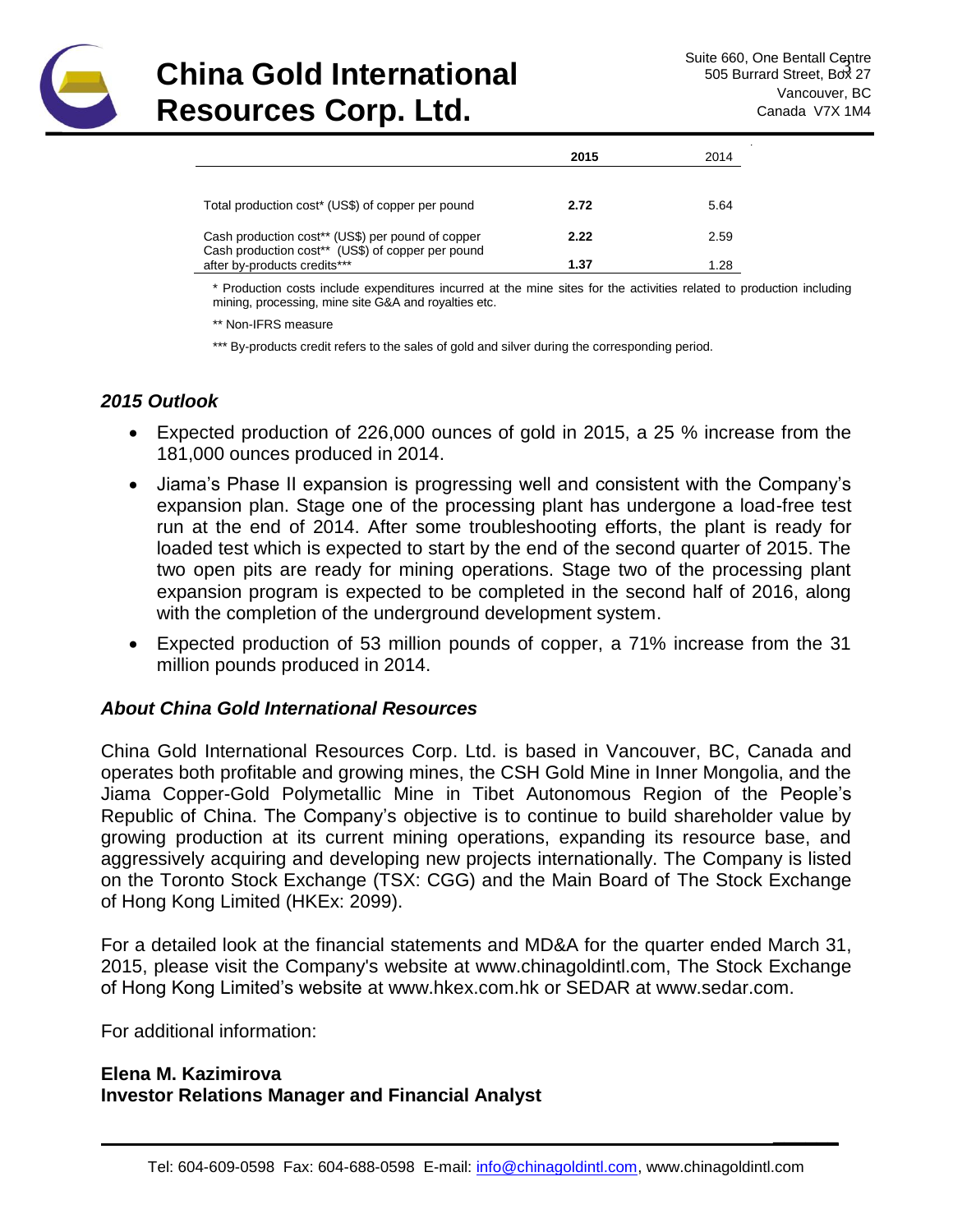| | 2015 | 2014 |
|---|---|---|
| Total production cost* (US$) of copper per pound | **2.72** | 5.64 |
| Cash production cost** (US$) per pound of copper | **2.22** | 2.59 |
| Cash production cost** (US$) of copper per pound after by-products credits*** | **1.37** | 1.28 |

\* Production costs include expenditures incurred at the mine sites for the activities related to production including mining, processing, mine site G&A and royalties etc.

** Non-IFRS measure

*** By-products credit refers to the sales of gold and silver during the corresponding period.

### *2015 Outlook*

- Expected production of 226,000 ounces of gold in 2015, a 25 % increase from the 181,000 ounces produced in 2014.
- Jiama's Phase II expansion is progressing well and consistent with the Company's expansion plan. Stage one of the processing plant has undergone a load-free test run at the end of 2014. After some troubleshooting efforts, the plant is ready for loaded test which is expected to start by the end of the second quarter of 2015. The two open pits are ready for mining operations. Stage two of the processing plant expansion program is expected to be completed in the second half of 2016, along with the completion of the underground development system.
- Expected production of 53 million pounds of copper, a 71% increase from the 31 million pounds produced in 2014.

### *About China Gold International Resources*

China Gold International Resources Corp. Ltd. is based in Vancouver, BC, Canada and operates both profitable and growing mines, the CSH Gold Mine in Inner Mongolia, and the Jiama Copper-Gold Polymetallic Mine in Tibet Autonomous Region of the People's Republic of China. The Company's objective is to continue to build shareholder value by growing production at its current mining operations, expanding its resource base, and aggressively acquiring and developing new projects internationally. The Company is listed on the Toronto Stock Exchange (TSX: CGG) and the Main Board of The Stock Exchange of Hong Kong Limited (HKEx: 2099).

For a detailed look at the financial statements and MD&A for the quarter ended March 31, 2015, please visit the Company's website at www.chinagoldintl.com, The Stock Exchange of Hong Kong Limited's website at www.hkex.com.hk or SEDAR at www.sedar.com.

For additional information:

**Elena M. Kazimirova**
**Investor Relations Manager and Financial Analyst**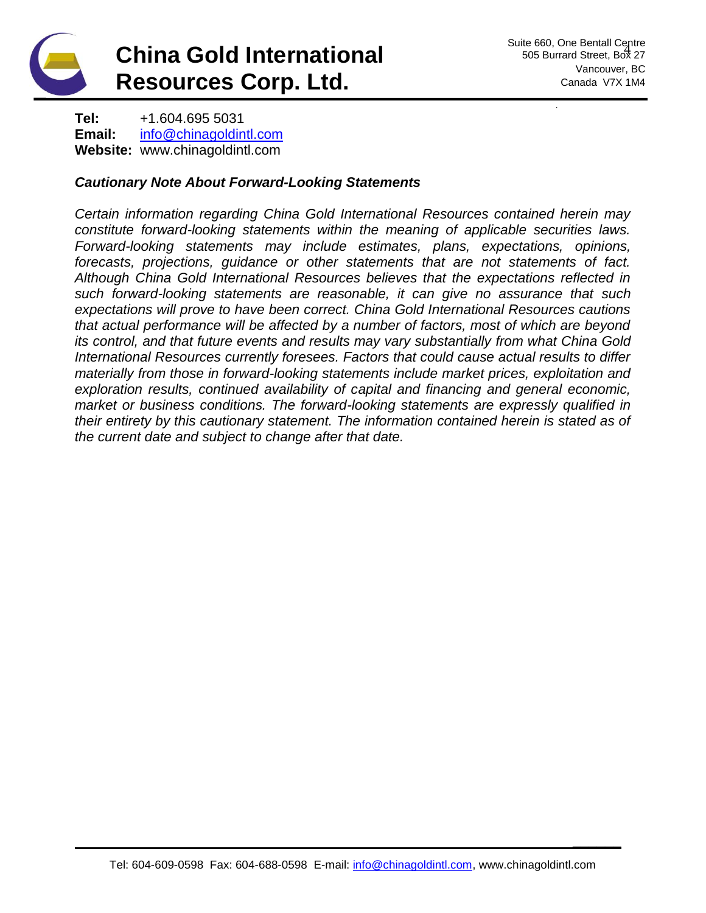Tel: +1.604.695 5031
Email: info@chinagoldintl.com
Website: www.chinagoldintl.com

***Cautionary Note About Forward-Looking Statements***

*Certain information regarding China Gold International Resources contained herein may constitute forward-looking statements within the meaning of applicable securities laws. Forward-looking statements may include estimates, plans, expectations, opinions, forecasts, projections, guidance or other statements that are not statements of fact. Although China Gold International Resources believes that the expectations reflected in such forward-looking statements are reasonable, it can give no assurance that such expectations will prove to have been correct. China Gold International Resources cautions that actual performance will be affected by a number of factors, most of which are beyond its control, and that future events and results may vary substantially from what China Gold International Resources currently foresees. Factors that could cause actual results to differ materially from those in forward-looking statements include market prices, exploitation and exploration results, continued availability of capital and financing and general economic, market or business conditions. The forward-looking statements are expressly qualified in their entirety by this cautionary statement. The information contained herein is stated as of the current date and subject to change after that date.*